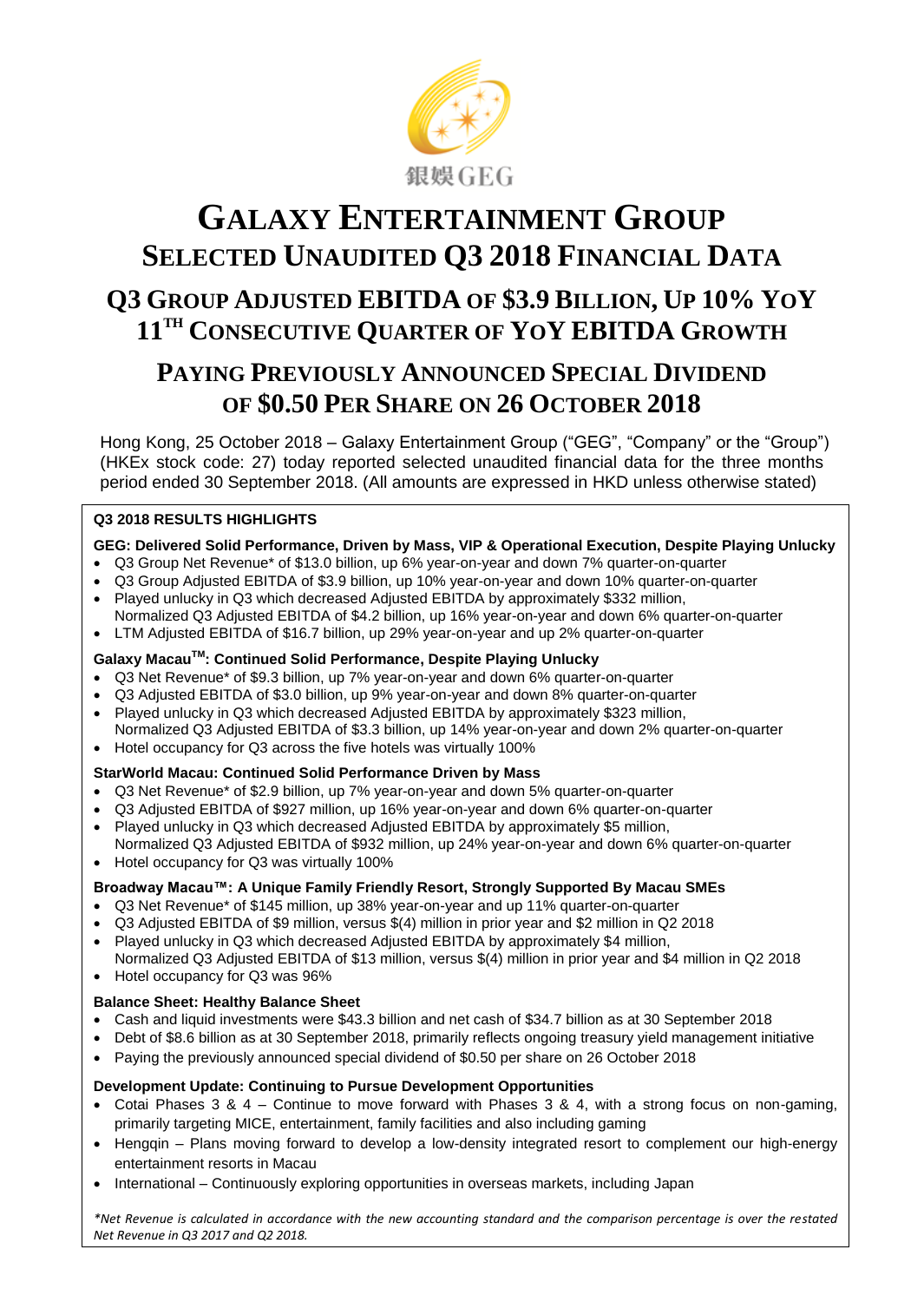銀娛GEG

# Galaxy Entertainment Group

## Selected Unaudited Q3 2018 Financial Data

## Q3 Group Adjusted EBITDA of $3.9 Billion, Up 10% YoY 11th Consecutive Quarter of YoY EBITDA Growth

## Paying Previously Announced Special Dividend of $0.50 Per Share on 26 October 2018

Hong Kong, 25 October 2018 – Galaxy Entertainment Group ("GEG", "Company" or the "Group") (HKEx stock code: 27) today reported selected unaudited financial data for the three months period ended 30 September 2018. (All amounts are expressed in HKD unless otherwise stated)

**Q3 2018 RESULTS HIGHLIGHTS**

**GEG: Delivered Solid Performance, Driven by Mass, VIP & Operational Execution, Despite Playing Unlucky**

- Q3 Group Net Revenue* of $13.0 billion, up 6% year-on-year and down 7% quarter-on-quarter
- Q3 Group Adjusted EBITDA of $3.9 billion, up 10% year-on-year and down 10% quarter-on-quarter
- Played unlucky in Q3 which decreased Adjusted EBITDA by approximately $332 million, Normalized Q3 Adjusted EBITDA of $4.2 billion, up 16% year-on-year and down 6% quarter-on-quarter
- LTM Adjusted EBITDA of $16.7 billion, up 29% year-on-year and up 2% quarter-on-quarter

**Galaxy Macau™: Continued Solid Performance, Despite Playing Unlucky**

- Q3 Net Revenue* of $9.3 billion, up 7% year-on-year and down 6% quarter-on-quarter
- Q3 Adjusted EBITDA of $3.0 billion, up 9% year-on-year and down 8% quarter-on-quarter
- Played unlucky in Q3 which decreased Adjusted EBITDA by approximately $323 million, Normalized Q3 Adjusted EBITDA of $3.3 billion, up 14% year-on-year and down 2% quarter-on-quarter
- Hotel occupancy for Q3 across the five hotels was virtually 100%

**StarWorld Macau: Continued Solid Performance Driven by Mass**

- Q3 Net Revenue* of $2.9 billion, up 7% year-on-year and down 5% quarter-on-quarter
- Q3 Adjusted EBITDA of $927 million, up 16% year-on-year and down 6% quarter-on-quarter
- Played unlucky in Q3 which decreased Adjusted EBITDA by approximately $5 million, Normalized Q3 Adjusted EBITDA of $932 million, up 24% year-on-year and down 6% quarter-on-quarter
- Hotel occupancy for Q3 was virtually 100%

**Broadway Macau™: A Unique Family Friendly Resort, Strongly Supported By Macau SMEs**

- Q3 Net Revenue* of $145 million, up 38% year-on-year and up 11% quarter-on-quarter
- Q3 Adjusted EBITDA of $9 million, versus $(4) million in prior year and $2 million in Q2 2018
- Played unlucky in Q3 which decreased Adjusted EBITDA by approximately $4 million, Normalized Q3 Adjusted EBITDA of $13 million, versus $(4) million in prior year and $4 million in Q2 2018
- Hotel occupancy for Q3 was 96%

**Balance Sheet: Healthy Balance Sheet**

- Cash and liquid investments were $43.3 billion and net cash of $34.7 billion as at 30 September 2018
- Debt of $8.6 billion as at 30 September 2018, primarily reflects ongoing treasury yield management initiative
- Paying the previously announced special dividend of $0.50 per share on 26 October 2018

**Development Update: Continuing to Pursue Development Opportunities**

- Cotai Phases 3 & 4 – Continue to move forward with Phases 3 & 4, with a strong focus on non-gaming, primarily targeting MICE, entertainment, family facilities and also including gaming
- Hengqin – Plans moving forward to develop a low-density integrated resort to complement our high-energy entertainment resorts in Macau
- International – Continuously exploring opportunities in overseas markets, including Japan

*\*Net Revenue is calculated in accordance with the new accounting standard and the comparison percentage is over the restated Net Revenue in Q3 2017 and Q2 2018.*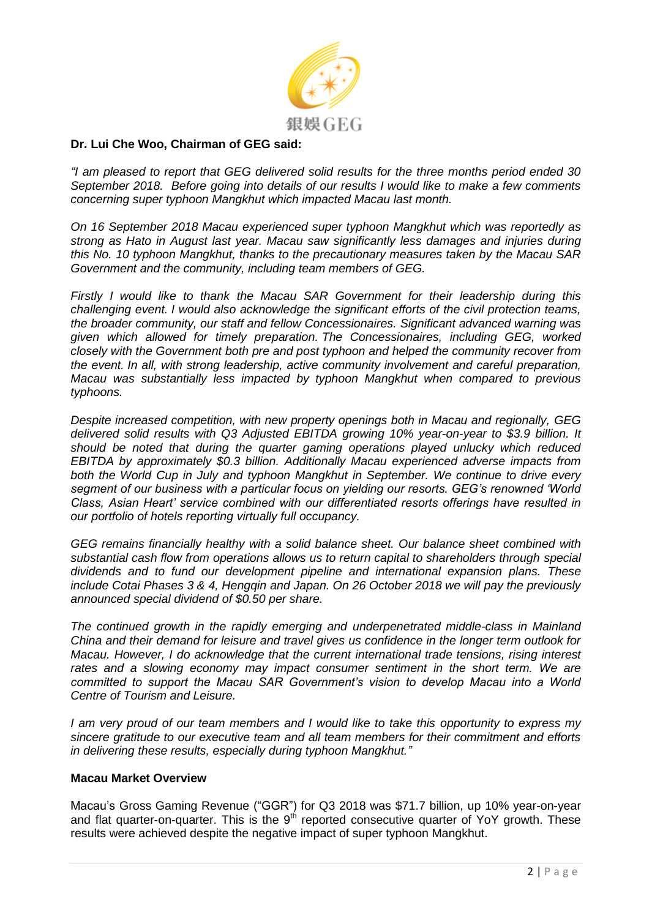**Dr. Lui Che Woo, Chairman of GEG said:**

*"I am pleased to report that GEG delivered solid results for the three months period ended 30 September 2018. Before going into details of our results I would like to make a few comments concerning super typhoon Mangkhut which impacted Macau last month.*

*On 16 September 2018 Macau experienced super typhoon Mangkhut which was reportedly as strong as Hato in August last year. Macau saw significantly less damages and injuries during this No. 10 typhoon Mangkhut, thanks to the precautionary measures taken by the Macau SAR Government and the community, including team members of GEG.*

*Firstly I would like to thank the Macau SAR Government for their leadership during this challenging event. I would also acknowledge the significant efforts of the civil protection teams, the broader community, our staff and fellow Concessionaires. Significant advanced warning was given which allowed for timely preparation. The Concessionaires, including GEG, worked closely with the Government both pre and post typhoon and helped the community recover from the event. In all, with strong leadership, active community involvement and careful preparation, Macau was substantially less impacted by typhoon Mangkhut when compared to previous typhoons.*

*Despite increased competition, with new property openings both in Macau and regionally, GEG delivered solid results with Q3 Adjusted EBITDA growing 10% year-on-year to $3.9 billion. It should be noted that during the quarter gaming operations played unlucky which reduced EBITDA by approximately $0.3 billion. Additionally Macau experienced adverse impacts from both the World Cup in July and typhoon Mangkhut in September. We continue to drive every segment of our business with a particular focus on yielding our resorts. GEG's renowned 'World Class, Asian Heart' service combined with our differentiated resorts offerings have resulted in our portfolio of hotels reporting virtually full occupancy.*

*GEG remains financially healthy with a solid balance sheet. Our balance sheet combined with substantial cash flow from operations allows us to return capital to shareholders through special dividends and to fund our development pipeline and international expansion plans. These include Cotai Phases 3 & 4, Hengqin and Japan. On 26 October 2018 we will pay the previously announced special dividend of $0.50 per share.*

*The continued growth in the rapidly emerging and underpenetrated middle-class in Mainland China and their demand for leisure and travel gives us confidence in the longer term outlook for Macau. However, I do acknowledge that the current international trade tensions, rising interest rates and a slowing economy may impact consumer sentiment in the short term. We are committed to support the Macau SAR Government's vision to develop Macau into a World Centre of Tourism and Leisure.*

*I am very proud of our team members and I would like to take this opportunity to express my sincere gratitude to our executive team and all team members for their commitment and efforts in delivering these results, especially during typhoon Mangkhut."*

**Macau Market Overview**

Macau's Gross Gaming Revenue ("GGR") for Q3 2018 was $71.7 billion, up 10% year-on-year and flat quarter-on-quarter. This is the 9th reported consecutive quarter of YoY growth. These results were achieved despite the negative impact of super typhoon Mangkhut.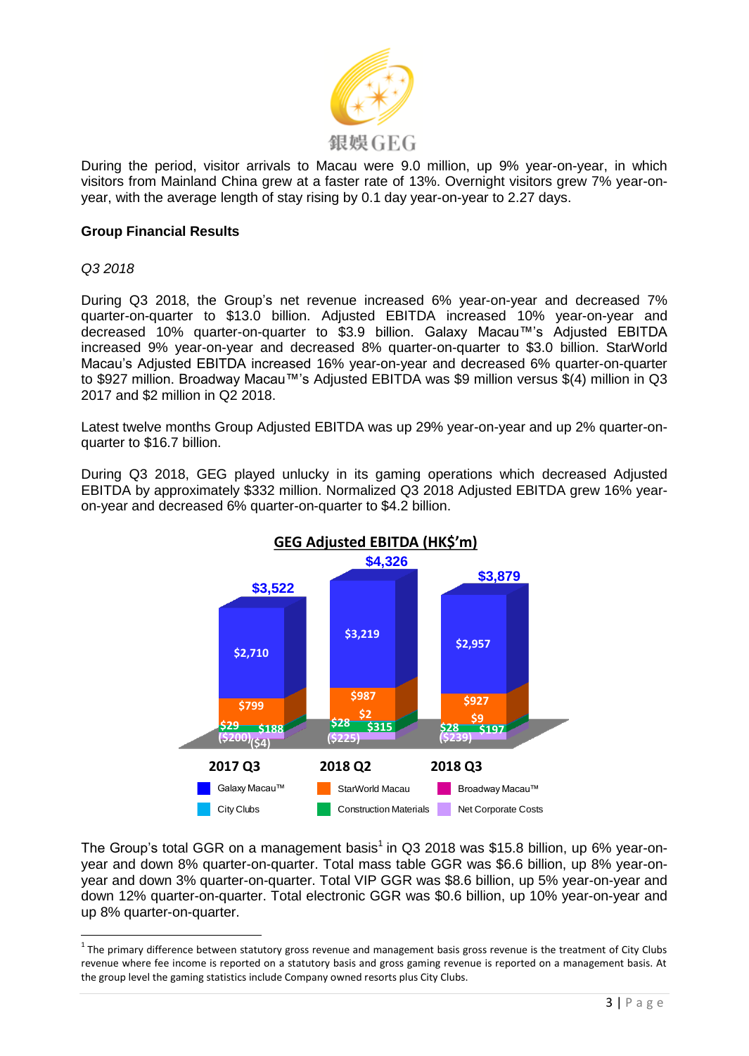During the period, visitor arrivals to Macau were 9.0 million, up 9% year-on-year, in which visitors from Mainland China grew at a faster rate of 13%. Overnight visitors grew 7% year-on-year, with the average length of stay rising by 0.1 day year-on-year to 2.27 days.

**Group Financial Results**

*Q3 2018*

During Q3 2018, the Group's net revenue increased 6% year-on-year and decreased 7% quarter-on-quarter to $13.0 billion. Adjusted EBITDA increased 10% year-on-year and decreased 10% quarter-on-quarter to $3.9 billion. Galaxy Macau™'s Adjusted EBITDA increased 9% year-on-year and decreased 8% quarter-on-quarter to $3.0 billion. StarWorld Macau's Adjusted EBITDA increased 16% year-on-year and decreased 6% quarter-on-quarter to $927 million. Broadway Macau™'s Adjusted EBITDA was $9 million versus $(4) million in Q3 2017 and $2 million in Q2 2018.

Latest twelve months Group Adjusted EBITDA was up 29% year-on-year and up 2% quarter-on-quarter to $16.7 billion.

During Q3 2018, GEG played unlucky in its gaming operations which decreased Adjusted EBITDA by approximately $332 million. Normalized Q3 2018 Adjusted EBITDA grew 16% year-on-year and decreased 6% quarter-on-quarter to $4.2 billion.

**GEG Adjusted EBITDA (HK$'m)**

| | 2017 Q3 | 2018 Q2 | 2018 Q3 |
|---|---|---|---|
| Galaxy Macau™ | $2,710 | $3,219 | $2,957 |
| StarWorld Macau | $799 | $987 | $927 |
| Broadway Macau™ | ($4) | $2 | $9 |
| City Clubs | $29 | $28 | $28 |
| Construction Materials | $188 | $315 | $197 |
| Net Corporate Costs | ($200) | ($225) | ($239) |
| Total | $3,522 | $4,326 | $3,879 |

The Group's total GGR on a management basis[1] in Q3 2018 was $15.8 billion, up 6% year-on-year and down 8% quarter-on-quarter. Total mass table GGR was $6.6 billion, up 8% year-on-year and down 3% quarter-on-quarter. Total VIP GGR was $8.6 billion, up 5% year-on-year and down 12% quarter-on-quarter. Total electronic GGR was $0.6 billion, up 10% year-on-year and up 8% quarter-on-quarter.

[1] The primary difference between statutory gross revenue and management basis gross revenue is the treatment of City Clubs revenue where fee income is reported on a statutory basis and gross gaming revenue is reported on a management basis. At the group level the gaming statistics include Company owned resorts plus City Clubs.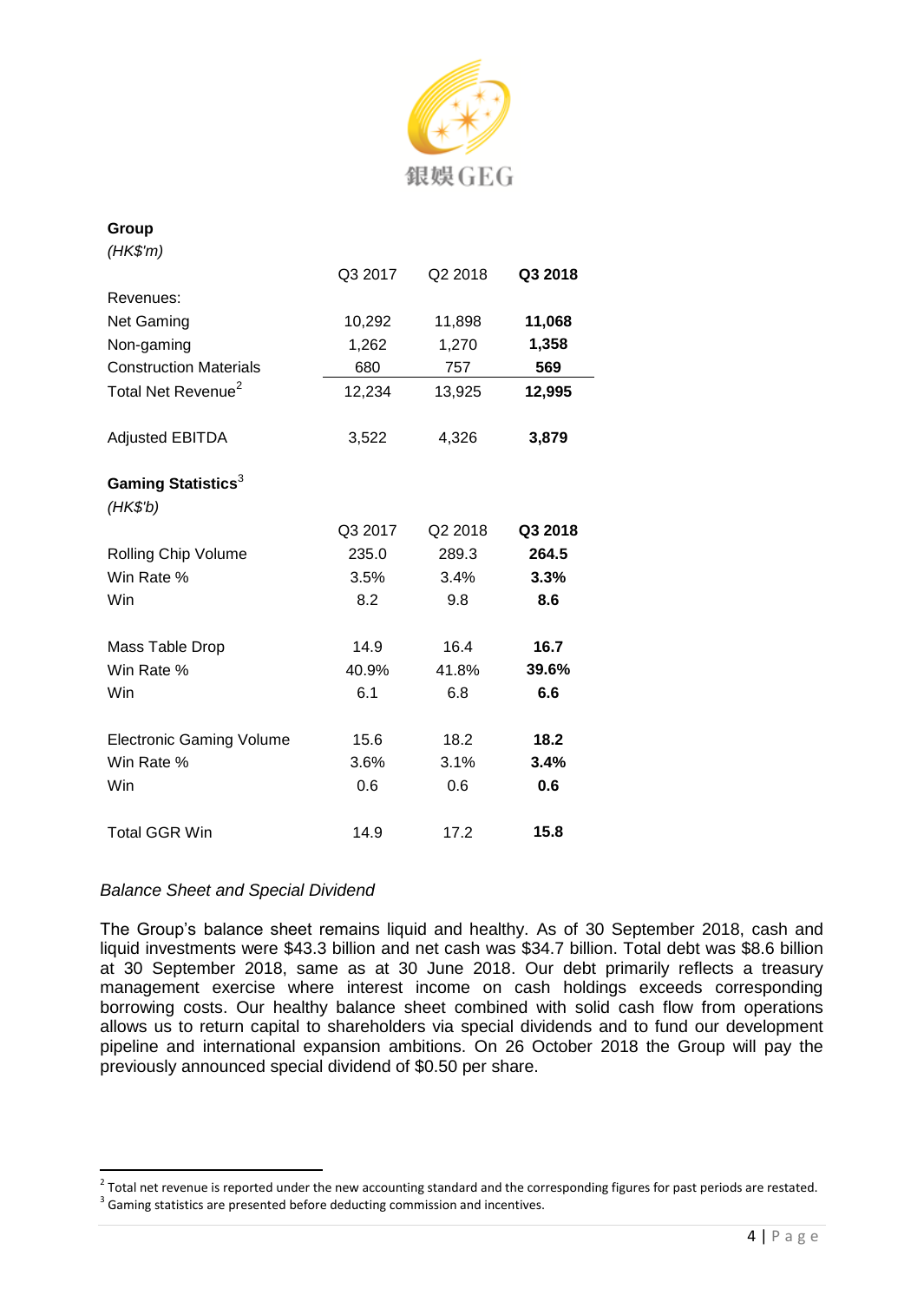**Group**
*(HK$'m)*

| | Q3 2017 | Q2 2018 | **Q3 2018** |
|---|---|---|---|
| Revenues: | | | |
| Net Gaming | 10,292 | 11,898 | **11,068** |
| Non-gaming | 1,262 | 1,270 | **1,358** |
| Construction Materials | 680 | 757 | **569** |
| Total Net Revenue[2] | 12,234 | 13,925 | **12,995** |
| | | | |
| Adjusted EBITDA | 3,522 | 4,326 | **3,879** |

**Gaming Statistics**[3]
*(HK$'b)*

| | Q3 2017 | Q2 2018 | **Q3 2018** |
|---|---|---|---|
| Rolling Chip Volume | 235.0 | 289.3 | **264.5** |
| Win Rate % | 3.5% | 3.4% | **3.3%** |
| Win | 8.2 | 9.8 | **8.6** |
| | | | |
| Mass Table Drop | 14.9 | 16.4 | **16.7** |
| Win Rate % | 40.9% | 41.8% | **39.6%** |
| Win | 6.1 | 6.8 | **6.6** |
| | | | |
| Electronic Gaming Volume | 15.6 | 18.2 | **18.2** |
| Win Rate % | 3.6% | 3.1% | **3.4%** |
| Win | 0.6 | 0.6 | **0.6** |
| | | | |
| Total GGR Win | 14.9 | 17.2 | **15.8** |

*Balance Sheet and Special Dividend*

The Group's balance sheet remains liquid and healthy. As of 30 September 2018, cash and liquid investments were $43.3 billion and net cash was $34.7 billion. Total debt was $8.6 billion at 30 September 2018, same as at 30 June 2018. Our debt primarily reflects a treasury management exercise where interest income on cash holdings exceeds corresponding borrowing costs. Our healthy balance sheet combined with solid cash flow from operations allows us to return capital to shareholders via special dividends and to fund our development pipeline and international expansion ambitions. On 26 October 2018 the Group will pay the previously announced special dividend of $0.50 per share.

[2] Total net revenue is reported under the new accounting standard and the corresponding figures for past periods are restated.
[3] Gaming statistics are presented before deducting commission and incentives.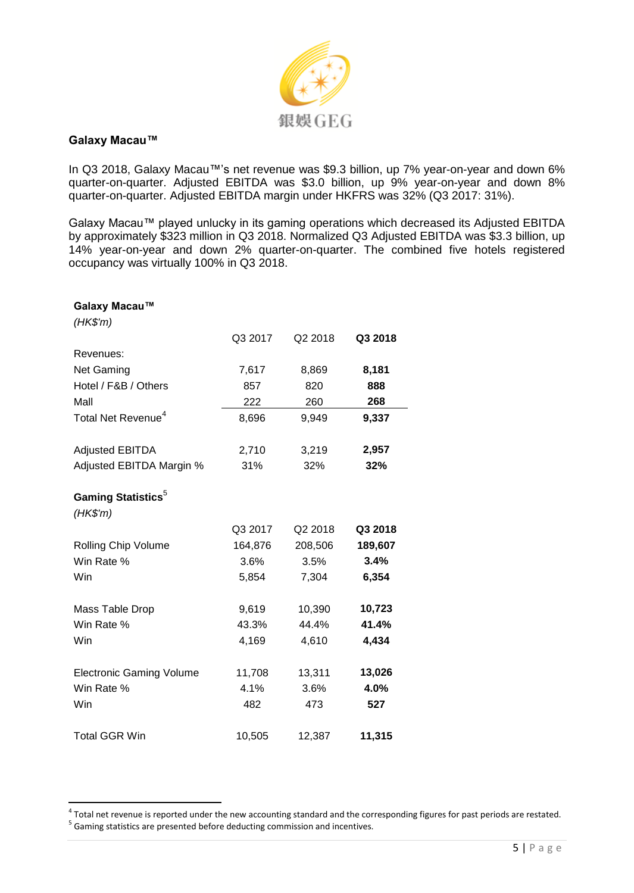## Galaxy Macau™

In Q3 2018, Galaxy Macau™'s net revenue was $9.3 billion, up 7% year-on-year and down 6% quarter-on-quarter. Adjusted EBITDA was $3.0 billion, up 9% year-on-year and down 8% quarter-on-quarter. Adjusted EBITDA margin under HKFRS was 32% (Q3 2017: 31%).

Galaxy Macau™ played unlucky in its gaming operations which decreased its Adjusted EBITDA by approximately $323 million in Q3 2018. Normalized Q3 Adjusted EBITDA was $3.3 billion, up 14% year-on-year and down 2% quarter-on-quarter. The combined five hotels registered occupancy was virtually 100% in Q3 2018.

| **Galaxy Macau™** *(HK$'m)* | Q3 2017 | Q2 2018 | **Q3 2018** |
|---|---|---|---|
| Revenues: | | | |
| Net Gaming | 7,617 | 8,869 | **8,181** |
| Hotel / F&B / Others | 857 | 820 | **888** |
| Mall | 222 | 260 | **268** |
| Total Net Revenue[4] | 8,696 | 9,949 | **9,337** |
| | | | |
| Adjusted EBITDA | 2,710 | 3,219 | **2,957** |
| Adjusted EBITDA Margin % | 31% | 32% | **32%** |

| **Gaming Statistics[5]** *(HK$'m)* | Q3 2017 | Q2 2018 | **Q3 2018** |
|---|---|---|---|
| Rolling Chip Volume | 164,876 | 208,506 | **189,607** |
| Win Rate % | 3.6% | 3.5% | **3.4%** |
| Win | 5,854 | 7,304 | **6,354** |
| | | | |
| Mass Table Drop | 9,619 | 10,390 | **10,723** |
| Win Rate % | 43.3% | 44.4% | **41.4%** |
| Win | 4,169 | 4,610 | **4,434** |
| | | | |
| Electronic Gaming Volume | 11,708 | 13,311 | **13,026** |
| Win Rate % | 4.1% | 3.6% | **4.0%** |
| Win | 482 | 473 | **527** |
| | | | |
| Total GGR Win | 10,505 | 12,387 | **11,315** |

[4] Total net revenue is reported under the new accounting standard and the corresponding figures for past periods are restated.

[5] Gaming statistics are presented before deducting commission and incentives.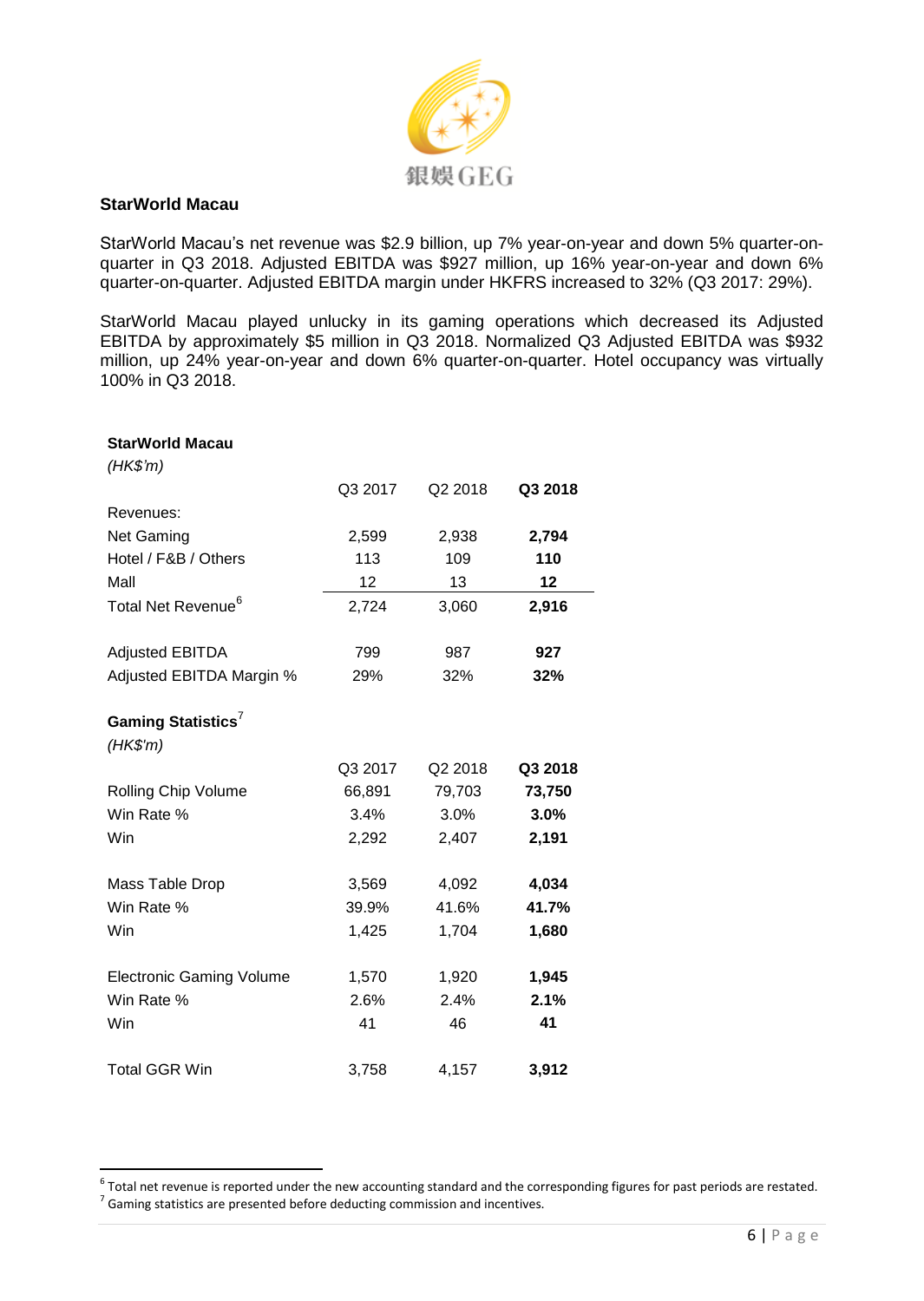## StarWorld Macau

StarWorld Macau's net revenue was $2.9 billion, up 7% year-on-year and down 5% quarter-on-quarter in Q3 2018. Adjusted EBITDA was $927 million, up 16% year-on-year and down 6% quarter-on-quarter. Adjusted EBITDA margin under HKFRS increased to 32% (Q3 2017: 29%).

StarWorld Macau played unlucky in its gaming operations which decreased its Adjusted EBITDA by approximately $5 million in Q3 2018. Normalized Q3 Adjusted EBITDA was $932 million, up 24% year-on-year and down 6% quarter-on-quarter. Hotel occupancy was virtually 100% in Q3 2018.

| **StarWorld Macau** *(HK$'m)* | Q3 2017 | Q2 2018 | **Q3 2018** |
|---|---|---|---|
| Revenues: | | | |
| Net Gaming | 2,599 | 2,938 | **2,794** |
| Hotel / F&B / Others | 113 | 109 | **110** |
| Mall | 12 | 13 | **12** |
| Total Net Revenue[6] | 2,724 | 3,060 | **2,916** |
| | | | |
| Adjusted EBITDA | 799 | 987 | **927** |
| Adjusted EBITDA Margin % | 29% | 32% | **32%** |

| **Gaming Statistics**[7] *(HK$'m)* | Q3 2017 | Q2 2018 | **Q3 2018** |
|---|---|---|---|
| Rolling Chip Volume | 66,891 | 79,703 | **73,750** |
| Win Rate % | 3.4% | 3.0% | **3.0%** |
| Win | 2,292 | 2,407 | **2,191** |
| | | | |
| Mass Table Drop | 3,569 | 4,092 | **4,034** |
| Win Rate % | 39.9% | 41.6% | **41.7%** |
| Win | 1,425 | 1,704 | **1,680** |
| | | | |
| Electronic Gaming Volume | 1,570 | 1,920 | **1,945** |
| Win Rate % | 2.6% | 2.4% | **2.1%** |
| Win | 41 | 46 | **41** |
| | | | |
| Total GGR Win | 3,758 | 4,157 | **3,912** |

[6] Total net revenue is reported under the new accounting standard and the corresponding figures for past periods are restated.
[7] Gaming statistics are presented before deducting commission and incentives.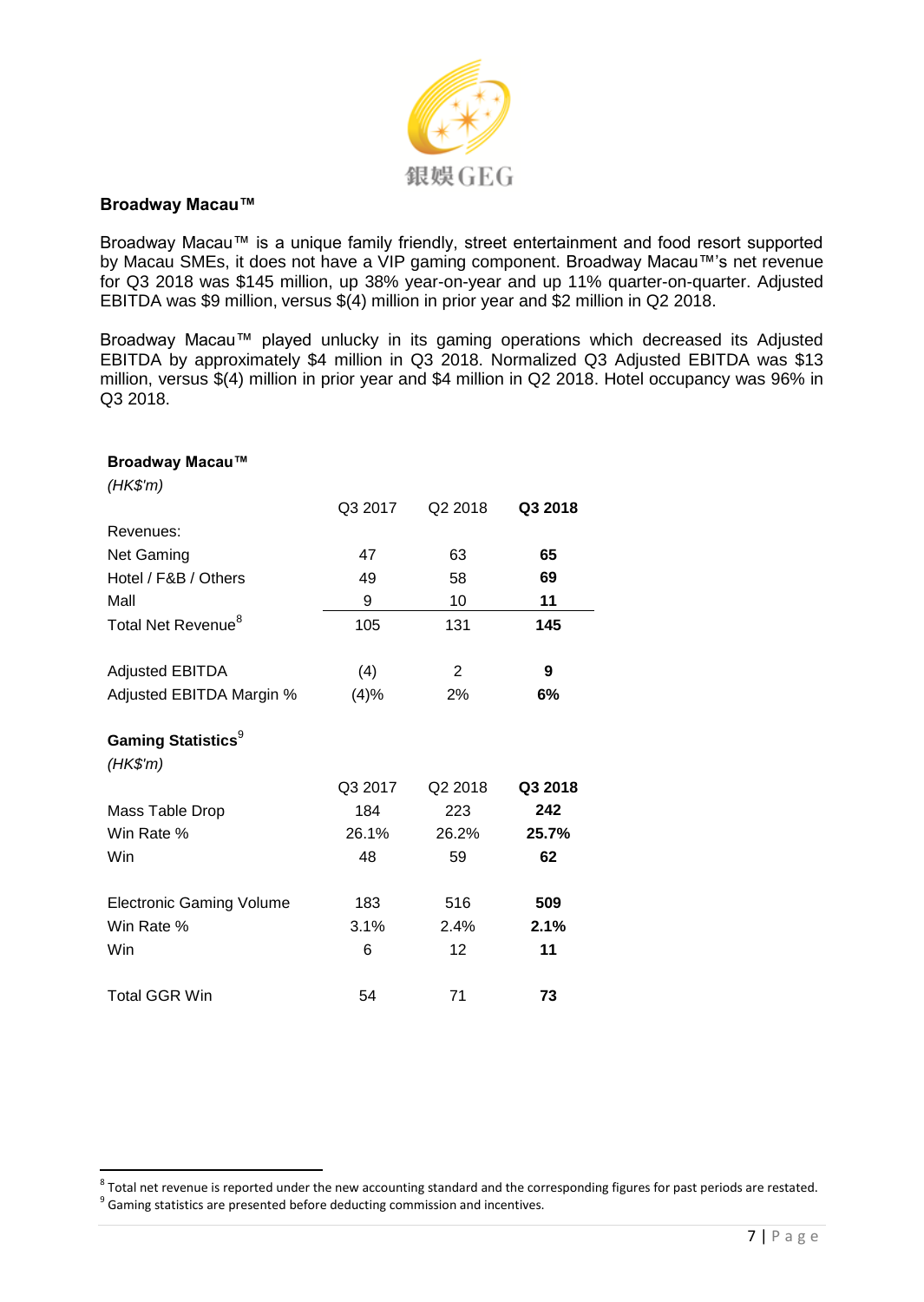### Broadway Macau™

Broadway Macau™ is a unique family friendly, street entertainment and food resort supported by Macau SMEs, it does not have a VIP gaming component. Broadway Macau™'s net revenue for Q3 2018 was $145 million, up 38% year-on-year and up 11% quarter-on-quarter. Adjusted EBITDA was $9 million, versus $(4) million in prior year and $2 million in Q2 2018.

Broadway Macau™ played unlucky in its gaming operations which decreased its Adjusted EBITDA by approximately $4 million in Q3 2018. Normalized Q3 Adjusted EBITDA was $13 million, versus $(4) million in prior year and $4 million in Q2 2018. Hotel occupancy was 96% in Q3 2018.

**Broadway Macau™**
*(HK$'m)*

| | Q3 2017 | Q2 2018 | **Q3 2018** |
|---|---|---|---|
| Revenues: | | | |
| Net Gaming | 47 | 63 | **65** |
| Hotel / F&B / Others | 49 | 58 | **69** |
| Mall | 9 | 10 | **11** |
| Total Net Revenue[8] | 105 | 131 | **145** |
| | | | |
| Adjusted EBITDA | (4) | 2 | **9** |
| Adjusted EBITDA Margin % | (4)% | 2% | **6%** |

**Gaming Statistics**[9]
*(HK$'m)*

| | Q3 2017 | Q2 2018 | **Q3 2018** |
|---|---|---|---|
| Mass Table Drop | 184 | 223 | **242** |
| Win Rate % | 26.1% | 26.2% | **25.7%** |
| Win | 48 | 59 | **62** |
| | | | |
| Electronic Gaming Volume | 183 | 516 | **509** |
| Win Rate % | 3.1% | 2.4% | **2.1%** |
| Win | 6 | 12 | **11** |
| | | | |
| Total GGR Win | 54 | 71 | **73** |

[8] Total net revenue is reported under the new accounting standard and the corresponding figures for past periods are restated.
[9] Gaming statistics are presented before deducting commission and incentives.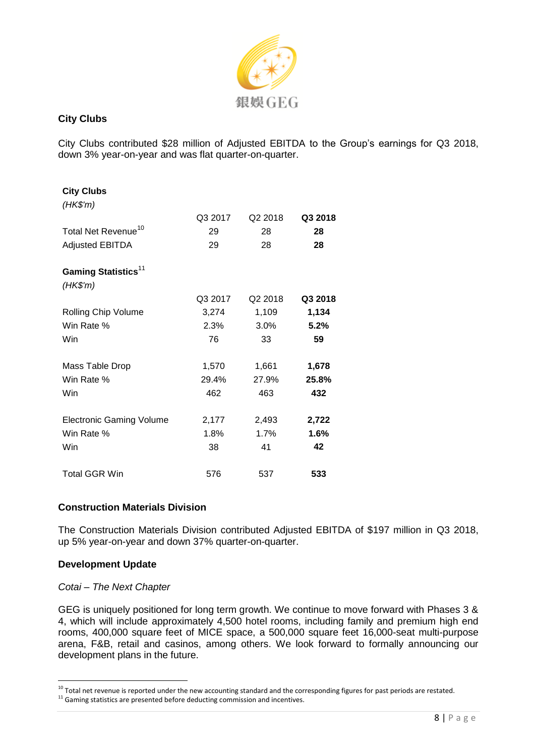### City Clubs

City Clubs contributed $28 million of Adjusted EBITDA to the Group's earnings for Q3 2018, down 3% year-on-year and was flat quarter-on-quarter.

| **City Clubs** *(HK$'m)* | | | |
|---|---|---|---|
| | Q3 2017 | Q2 2018 | **Q3 2018** |
| Total Net Revenue[10] | 29 | 28 | **28** |
| Adjusted EBITDA | 29 | 28 | **28** |

| **Gaming Statistics**[11] *(HK$'m)* | | | |
|---|---|---|---|
| | Q3 2017 | Q2 2018 | **Q3 2018** |
| Rolling Chip Volume | 3,274 | 1,109 | **1,134** |
| Win Rate % | 2.3% | 3.0% | **5.2%** |
| Win | 76 | 33 | **59** |
| | | | |
| Mass Table Drop | 1,570 | 1,661 | **1,678** |
| Win Rate % | 29.4% | 27.9% | **25.8%** |
| Win | 462 | 463 | **432** |
| | | | |
| Electronic Gaming Volume | 2,177 | 2,493 | **2,722** |
| Win Rate % | 1.8% | 1.7% | **1.6%** |
| Win | 38 | 41 | **42** |
| | | | |
| Total GGR Win | 576 | 537 | **533** |

### Construction Materials Division

The Construction Materials Division contributed Adjusted EBITDA of $197 million in Q3 2018, up 5% year-on-year and down 37% quarter-on-quarter.

### Development Update

*Cotai – The Next Chapter*

GEG is uniquely positioned for long term growth. We continue to move forward with Phases 3 & 4, which will include approximately 4,500 hotel rooms, including family and premium high end rooms, 400,000 square feet of MICE space, a 500,000 square feet 16,000-seat multi-purpose arena, F&B, retail and casinos, among others. We look forward to formally announcing our development plans in the future.

---

[10] Total net revenue is reported under the new accounting standard and the corresponding figures for past periods are restated.
[11] Gaming statistics are presented before deducting commission and incentives.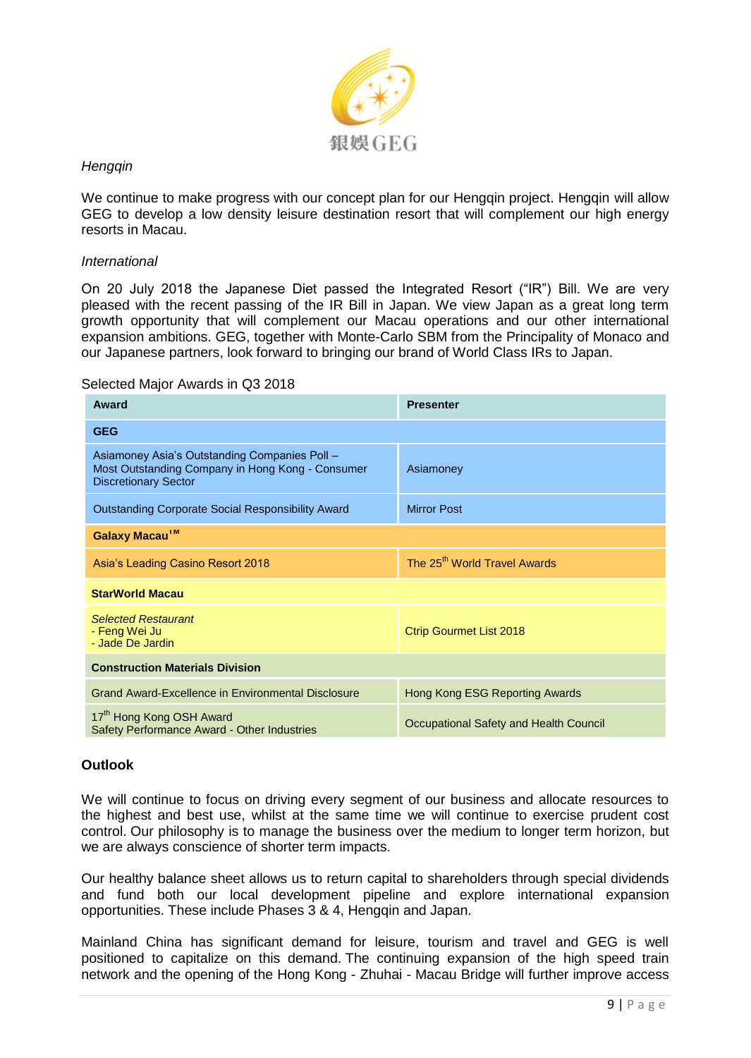*Hengqin*

We continue to make progress with our concept plan for our Hengqin project. Hengqin will allow GEG to develop a low density leisure destination resort that will complement our high energy resorts in Macau.

*International*

On 20 July 2018 the Japanese Diet passed the Integrated Resort ("IR") Bill. We are very pleased with the recent passing of the IR Bill in Japan. We view Japan as a great long term growth opportunity that will complement our Macau operations and our other international expansion ambitions. GEG, together with Monte-Carlo SBM from the Principality of Monaco and our Japanese partners, look forward to bringing our brand of World Class IRs to Japan.

Selected Major Awards in Q3 2018

| Award | Presenter |
|---|---|
| **GEG** | |
| Asiamoney Asia's Outstanding Companies Poll – Most Outstanding Company in Hong Kong - Consumer Discretionary Sector | Asiamoney |
| Outstanding Corporate Social Responsibility Award | Mirror Post |
| **Galaxy Macau™** | |
| Asia's Leading Casino Resort 2018 | The 25th World Travel Awards |
| **StarWorld Macau** | |
| *Selected Restaurant* - Feng Wei Ju - Jade De Jardin | Ctrip Gourmet List 2018 |
| **Construction Materials Division** | |
| Grand Award-Excellence in Environmental Disclosure | Hong Kong ESG Reporting Awards |
| 17th Hong Kong OSH Award Safety Performance Award - Other Industries | Occupational Safety and Health Council |

**Outlook**

We will continue to focus on driving every segment of our business and allocate resources to the highest and best use, whilst at the same time we will continue to exercise prudent cost control. Our philosophy is to manage the business over the medium to longer term horizon, but we are always conscience of shorter term impacts.

Our healthy balance sheet allows us to return capital to shareholders through special dividends and fund both our local development pipeline and explore international expansion opportunities. These include Phases 3 & 4, Hengqin and Japan.

Mainland China has significant demand for leisure, tourism and travel and GEG is well positioned to capitalize on this demand. The continuing expansion of the high speed train network and the opening of the Hong Kong - Zhuhai - Macau Bridge will further improve access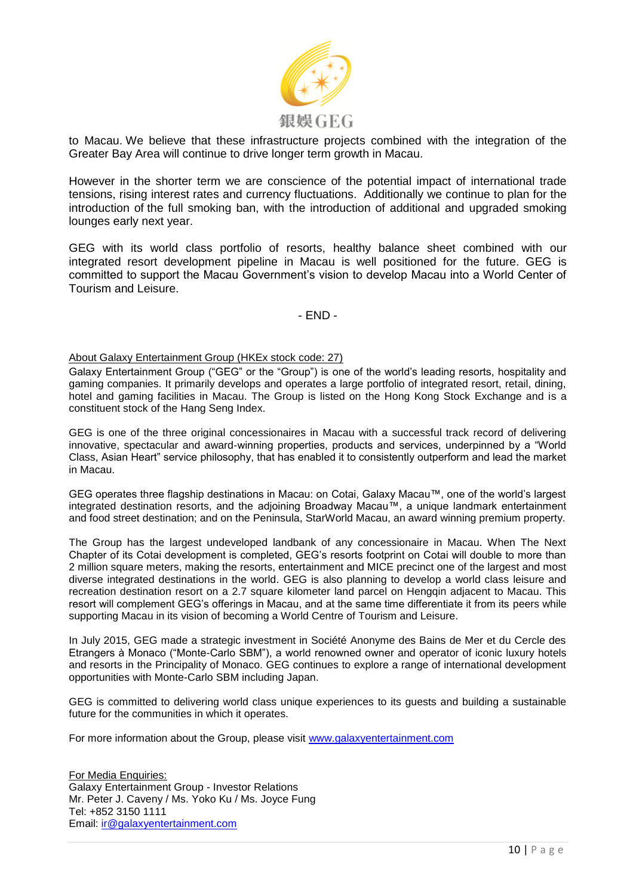to Macau. We believe that these infrastructure projects combined with the integration of the Greater Bay Area will continue to drive longer term growth in Macau.

However in the shorter term we are conscience of the potential impact of international trade tensions, rising interest rates and currency fluctuations. Additionally we continue to plan for the introduction of the full smoking ban, with the introduction of additional and upgraded smoking lounges early next year.

GEG with its world class portfolio of resorts, healthy balance sheet combined with our integrated resort development pipeline in Macau is well positioned for the future. GEG is committed to support the Macau Government's vision to develop Macau into a World Center of Tourism and Leisure.

- END -

About Galaxy Entertainment Group (HKEx stock code: 27)

Galaxy Entertainment Group ("GEG" or the "Group") is one of the world's leading resorts, hospitality and gaming companies. It primarily develops and operates a large portfolio of integrated resort, retail, dining, hotel and gaming facilities in Macau. The Group is listed on the Hong Kong Stock Exchange and is a constituent stock of the Hang Seng Index.

GEG is one of the three original concessionaires in Macau with a successful track record of delivering innovative, spectacular and award-winning properties, products and services, underpinned by a "World Class, Asian Heart" service philosophy, that has enabled it to consistently outperform and lead the market in Macau.

GEG operates three flagship destinations in Macau: on Cotai, Galaxy Macau™, one of the world's largest integrated destination resorts, and the adjoining Broadway Macau™, a unique landmark entertainment and food street destination; and on the Peninsula, StarWorld Macau, an award winning premium property.

The Group has the largest undeveloped landbank of any concessionaire in Macau. When The Next Chapter of its Cotai development is completed, GEG's resorts footprint on Cotai will double to more than 2 million square meters, making the resorts, entertainment and MICE precinct one of the largest and most diverse integrated destinations in the world. GEG is also planning to develop a world class leisure and recreation destination resort on a 2.7 square kilometer land parcel on Hengqin adjacent to Macau. This resort will complement GEG's offerings in Macau, and at the same time differentiate it from its peers while supporting Macau in its vision of becoming a World Centre of Tourism and Leisure.

In July 2015, GEG made a strategic investment in Société Anonyme des Bains de Mer et du Cercle des Etrangers à Monaco ("Monte-Carlo SBM"), a world renowned owner and operator of iconic luxury hotels and resorts in the Principality of Monaco. GEG continues to explore a range of international development opportunities with Monte-Carlo SBM including Japan.

GEG is committed to delivering world class unique experiences to its guests and building a sustainable future for the communities in which it operates.

For more information about the Group, please visit www.galaxyentertainment.com

For Media Enquiries:
Galaxy Entertainment Group - Investor Relations
Mr. Peter J. Caveny / Ms. Yoko Ku / Ms. Joyce Fung
Tel: +852 3150 1111
Email: ir@galaxyentertainment.com